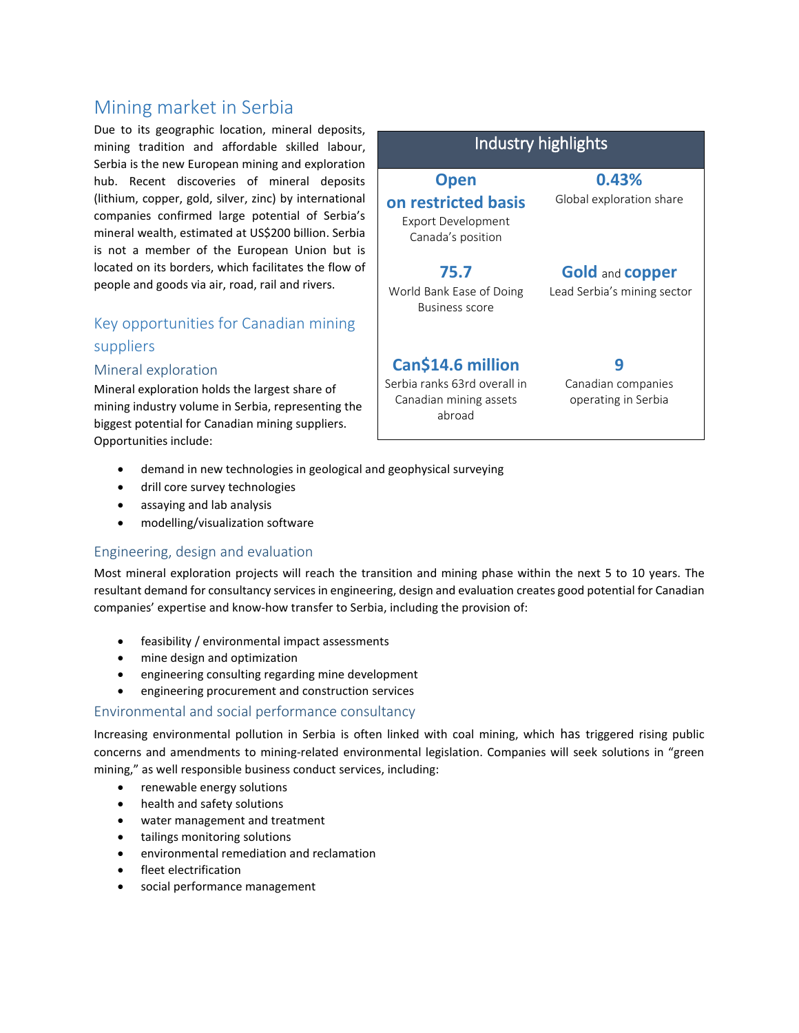# Mining market in Serbia

Due to its geographic location, mineral deposits, mining tradition and affordable skilled labour, Serbia is the new European mining and exploration hub. Recent discoveries of mineral deposits (lithium, copper, gold, silver, zinc) by international companies confirmed large potential of Serbia's mineral wealth, estimated at US$200 billion. Serbia is not a member of the European Union but is located on its borders, which facilitates the flow of people and goods via air, road, rail and rivers.

| Industry highlights | |
|---|---|
| **Open on restricted basis** Export Development Canada's position | **0.43%** Global exploration share |
| **75.7** World Bank Ease of Doing Business score | **Gold** and **copper** Lead Serbia's mining sector |
| **Can$14.6 million** Serbia ranks 63rd overall in Canadian mining assets abroad | **9** Canadian companies operating in Serbia |

## Key opportunities for Canadian mining suppliers

### Mineral exploration

Mineral exploration holds the largest share of mining industry volume in Serbia, representing the biggest potential for Canadian mining suppliers. Opportunities include:

- demand in new technologies in geological and geophysical surveying
- drill core survey technologies
- assaying and lab analysis
- modelling/visualization software

### Engineering, design and evaluation

Most mineral exploration projects will reach the transition and mining phase within the next 5 to 10 years. The resultant demand for consultancy services in engineering, design and evaluation creates good potential for Canadian companies' expertise and know-how transfer to Serbia, including the provision of:

- feasibility / environmental impact assessments
- mine design and optimization
- engineering consulting regarding mine development
- engineering procurement and construction services

### Environmental and social performance consultancy

Increasing environmental pollution in Serbia is often linked with coal mining, which has triggered rising public concerns and amendments to mining-related environmental legislation. Companies will seek solutions in "green mining," as well responsible business conduct services, including:

- renewable energy solutions
- health and safety solutions
- water management and treatment
- tailings monitoring solutions
- environmental remediation and reclamation
- fleet electrification
- social performance management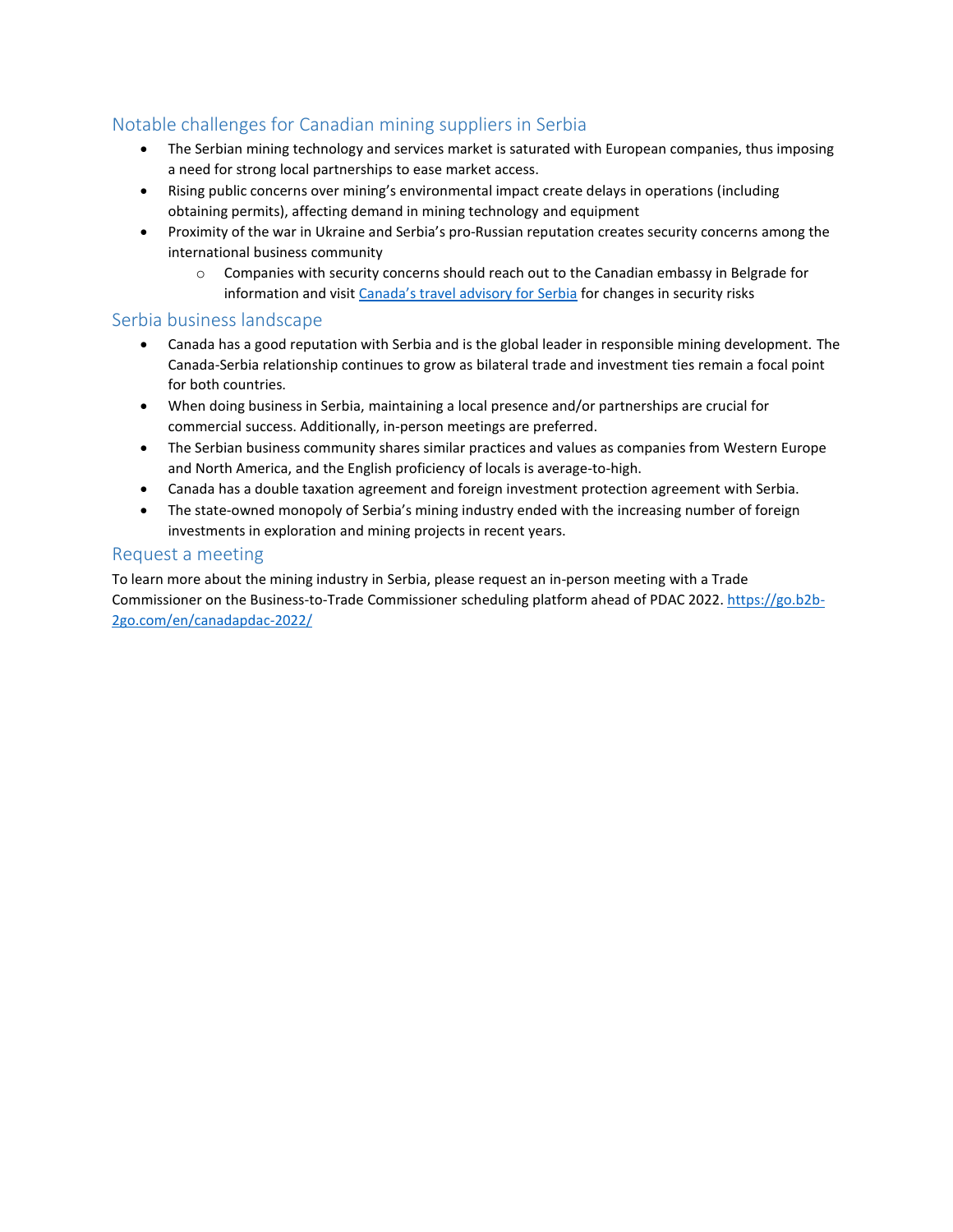## Notable challenges for Canadian mining suppliers in Serbia

- The Serbian mining technology and services market is saturated with European companies, thus imposing a need for strong local partnerships to ease market access.
- Rising public concerns over mining's environmental impact create delays in operations (including obtaining permits), affecting demand in mining technology and equipment
- Proximity of the war in Ukraine and Serbia's pro-Russian reputation creates security concerns among the international business community
  - Companies with security concerns should reach out to the Canadian embassy in Belgrade for information and visit [Canada's travel advisory for Serbia]() for changes in security risks

## Serbia business landscape

- Canada has a good reputation with Serbia and is the global leader in responsible mining development. The Canada-Serbia relationship continues to grow as bilateral trade and investment ties remain a focal point for both countries.
- When doing business in Serbia, maintaining a local presence and/or partnerships are crucial for commercial success. Additionally, in-person meetings are preferred.
- The Serbian business community shares similar practices and values as companies from Western Europe and North America, and the English proficiency of locals is average-to-high.
- Canada has a double taxation agreement and foreign investment protection agreement with Serbia.
- The state-owned monopoly of Serbia's mining industry ended with the increasing number of foreign investments in exploration and mining projects in recent years.

## Request a meeting

To learn more about the mining industry in Serbia, please request an in-person meeting with a Trade Commissioner on the Business-to-Trade Commissioner scheduling platform ahead of PDAC 2022. https://go.b2b-2go.com/en/canadapdac-2022/